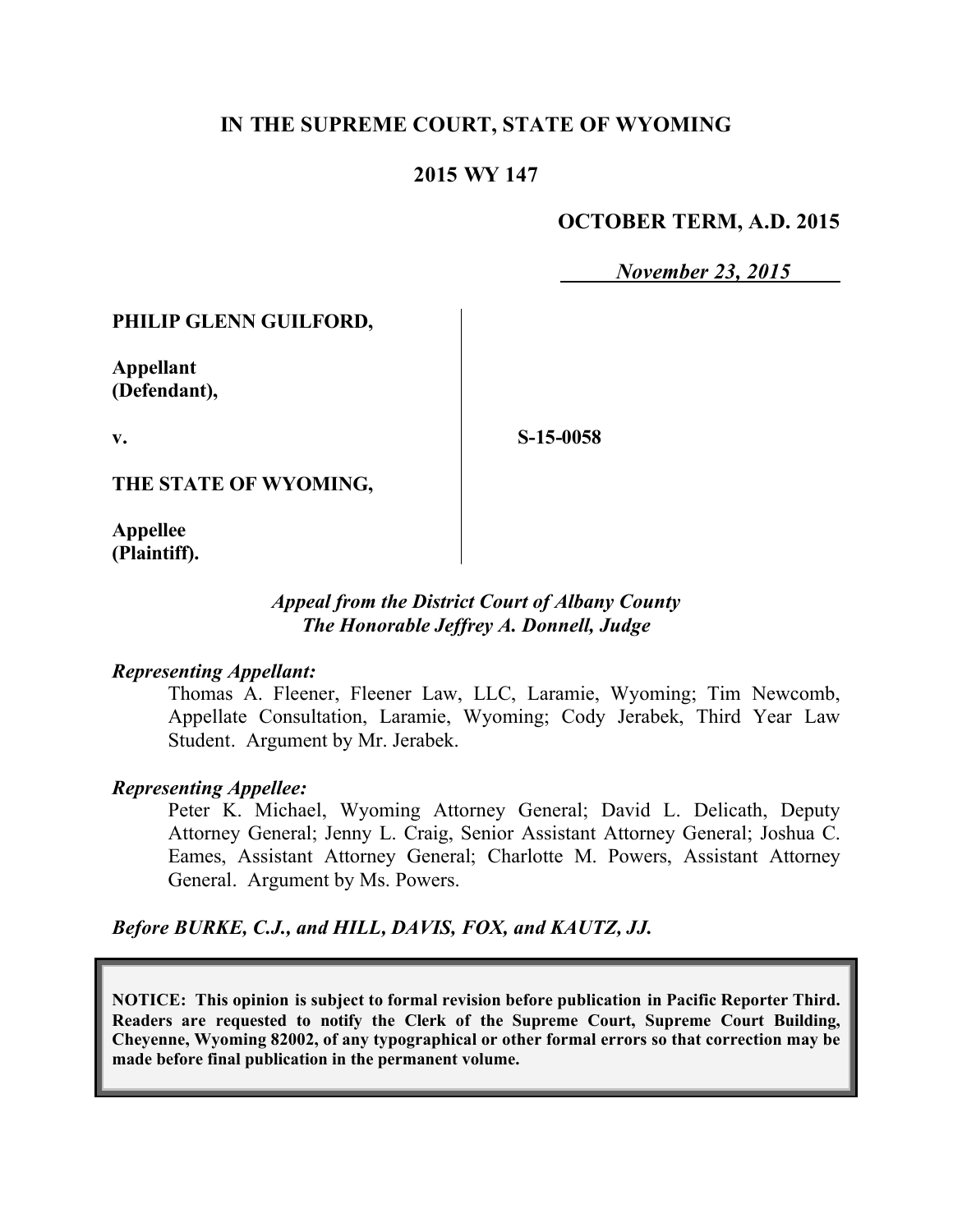# IN THE SUPREME COURT, STATE OF WYOMING

## 2015 WY 147

**OCTOBER TERM, A.D. 2015**

*November 23, 2015*

**PHILIP GLENN GUILFORD,**

**Appellant (Defendant),**

**v.**

**S-15-0058**

**THE STATE OF WYOMING,**

**Appellee (Plaintiff).**

*Appeal from the District Court of Albany County*
*The Honorable Jeffrey A. Donnell, Judge*

*Representing Appellant:*

Thomas A. Fleener, Fleener Law, LLC, Laramie, Wyoming; Tim Newcomb, Appellate Consultation, Laramie, Wyoming; Cody Jerabek, Third Year Law Student. Argument by Mr. Jerabek.

*Representing Appellee:*

Peter K. Michael, Wyoming Attorney General; David L. Delicath, Deputy Attorney General; Jenny L. Craig, Senior Assistant Attorney General; Joshua C. Eames, Assistant Attorney General; Charlotte M. Powers, Assistant Attorney General. Argument by Ms. Powers.

*Before BURKE, C.J., and HILL, DAVIS, FOX, and KAUTZ, JJ.*

**NOTICE: This opinion is subject to formal revision before publication in Pacific Reporter Third. Readers are requested to notify the Clerk of the Supreme Court, Supreme Court Building, Cheyenne, Wyoming 82002, of any typographical or other formal errors so that correction may be made before final publication in the permanent volume.**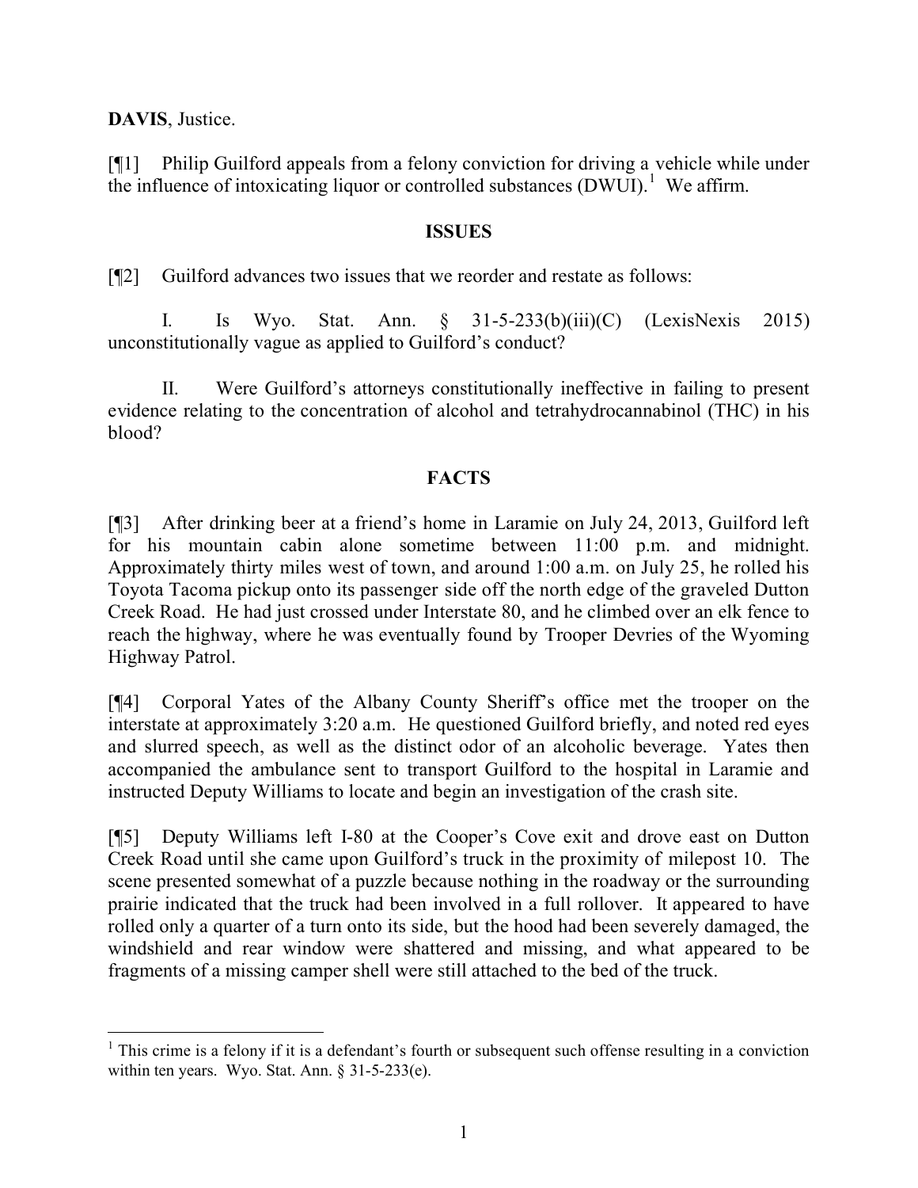**DAVIS**, Justice.

[¶1] Philip Guilford appeals from a felony conviction for driving a vehicle while under the influence of intoxicating liquor or controlled substances (DWUI).[1] We affirm.

## ISSUES

[¶2] Guilford advances two issues that we reorder and restate as follows:

I. Is Wyo. Stat. Ann. § 31-5-233(b)(iii)(C) (LexisNexis 2015) unconstitutionally vague as applied to Guilford's conduct?

II. Were Guilford's attorneys constitutionally ineffective in failing to present evidence relating to the concentration of alcohol and tetrahydrocannabinol (THC) in his blood?

## FACTS

[¶3] After drinking beer at a friend's home in Laramie on July 24, 2013, Guilford left for his mountain cabin alone sometime between 11:00 p.m. and midnight. Approximately thirty miles west of town, and around 1:00 a.m. on July 25, he rolled his Toyota Tacoma pickup onto its passenger side off the north edge of the graveled Dutton Creek Road. He had just crossed under Interstate 80, and he climbed over an elk fence to reach the highway, where he was eventually found by Trooper Devries of the Wyoming Highway Patrol.

[¶4] Corporal Yates of the Albany County Sheriff's office met the trooper on the interstate at approximately 3:20 a.m. He questioned Guilford briefly, and noted red eyes and slurred speech, as well as the distinct odor of an alcoholic beverage. Yates then accompanied the ambulance sent to transport Guilford to the hospital in Laramie and instructed Deputy Williams to locate and begin an investigation of the crash site.

[¶5] Deputy Williams left I-80 at the Cooper's Cove exit and drove east on Dutton Creek Road until she came upon Guilford's truck in the proximity of milepost 10. The scene presented somewhat of a puzzle because nothing in the roadway or the surrounding prairie indicated that the truck had been involved in a full rollover. It appeared to have rolled only a quarter of a turn onto its side, but the hood had been severely damaged, the windshield and rear window were shattered and missing, and what appeared to be fragments of a missing camper shell were still attached to the bed of the truck.

---

[1] This crime is a felony if it is a defendant's fourth or subsequent such offense resulting in a conviction within ten years. Wyo. Stat. Ann. § 31-5-233(e).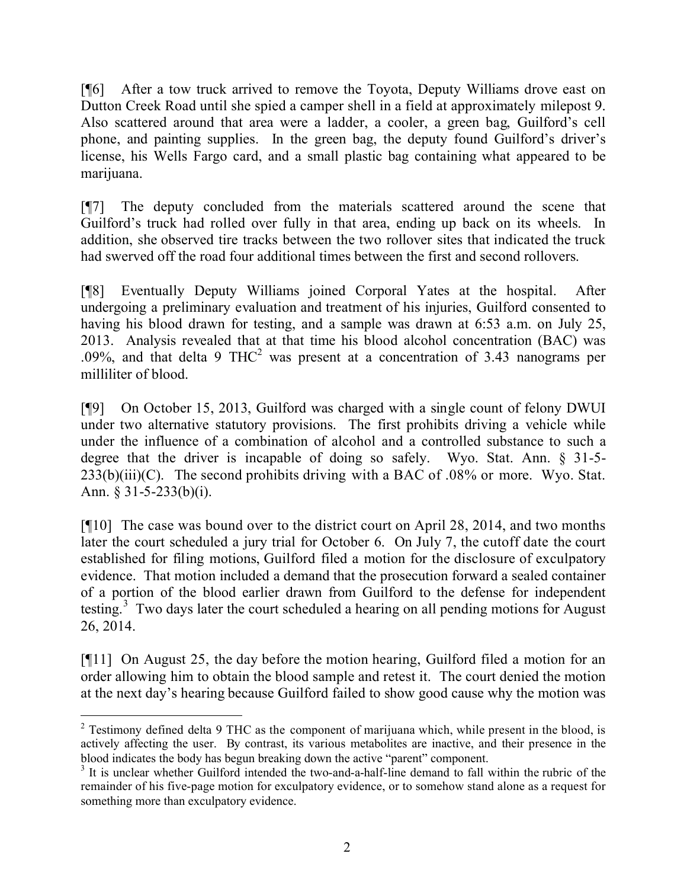[¶6] After a tow truck arrived to remove the Toyota, Deputy Williams drove east on Dutton Creek Road until she spied a camper shell in a field at approximately milepost 9. Also scattered around that area were a ladder, a cooler, a green bag, Guilford's cell phone, and painting supplies. In the green bag, the deputy found Guilford's driver's license, his Wells Fargo card, and a small plastic bag containing what appeared to be marijuana.

[¶7] The deputy concluded from the materials scattered around the scene that Guilford's truck had rolled over fully in that area, ending up back on its wheels. In addition, she observed tire tracks between the two rollover sites that indicated the truck had swerved off the road four additional times between the first and second rollovers.

[¶8] Eventually Deputy Williams joined Corporal Yates at the hospital. After undergoing a preliminary evaluation and treatment of his injuries, Guilford consented to having his blood drawn for testing, and a sample was drawn at 6:53 a.m. on July 25, 2013. Analysis revealed that at that time his blood alcohol concentration (BAC) was .09%, and that delta 9 THC[2] was present at a concentration of 3.43 nanograms per milliliter of blood.

[¶9] On October 15, 2013, Guilford was charged with a single count of felony DWUI under two alternative statutory provisions. The first prohibits driving a vehicle while under the influence of a combination of alcohol and a controlled substance to such a degree that the driver is incapable of doing so safely. Wyo. Stat. Ann. § 31-5-233(b)(iii)(C). The second prohibits driving with a BAC of .08% or more. Wyo. Stat. Ann. § 31-5-233(b)(i).

[¶10] The case was bound over to the district court on April 28, 2014, and two months later the court scheduled a jury trial for October 6. On July 7, the cutoff date the court established for filing motions, Guilford filed a motion for the disclosure of exculpatory evidence. That motion included a demand that the prosecution forward a sealed container of a portion of the blood earlier drawn from Guilford to the defense for independent testing.[3] Two days later the court scheduled a hearing on all pending motions for August 26, 2014.

[¶11] On August 25, the day before the motion hearing, Guilford filed a motion for an order allowing him to obtain the blood sample and retest it. The court denied the motion at the next day's hearing because Guilford failed to show good cause why the motion was

---

[2] Testimony defined delta 9 THC as the component of marijuana which, while present in the blood, is actively affecting the user. By contrast, its various metabolites are inactive, and their presence in the blood indicates the body has begun breaking down the active "parent" component.

[3] It is unclear whether Guilford intended the two-and-a-half-line demand to fall within the rubric of the remainder of his five-page motion for exculpatory evidence, or to somehow stand alone as a request for something more than exculpatory evidence.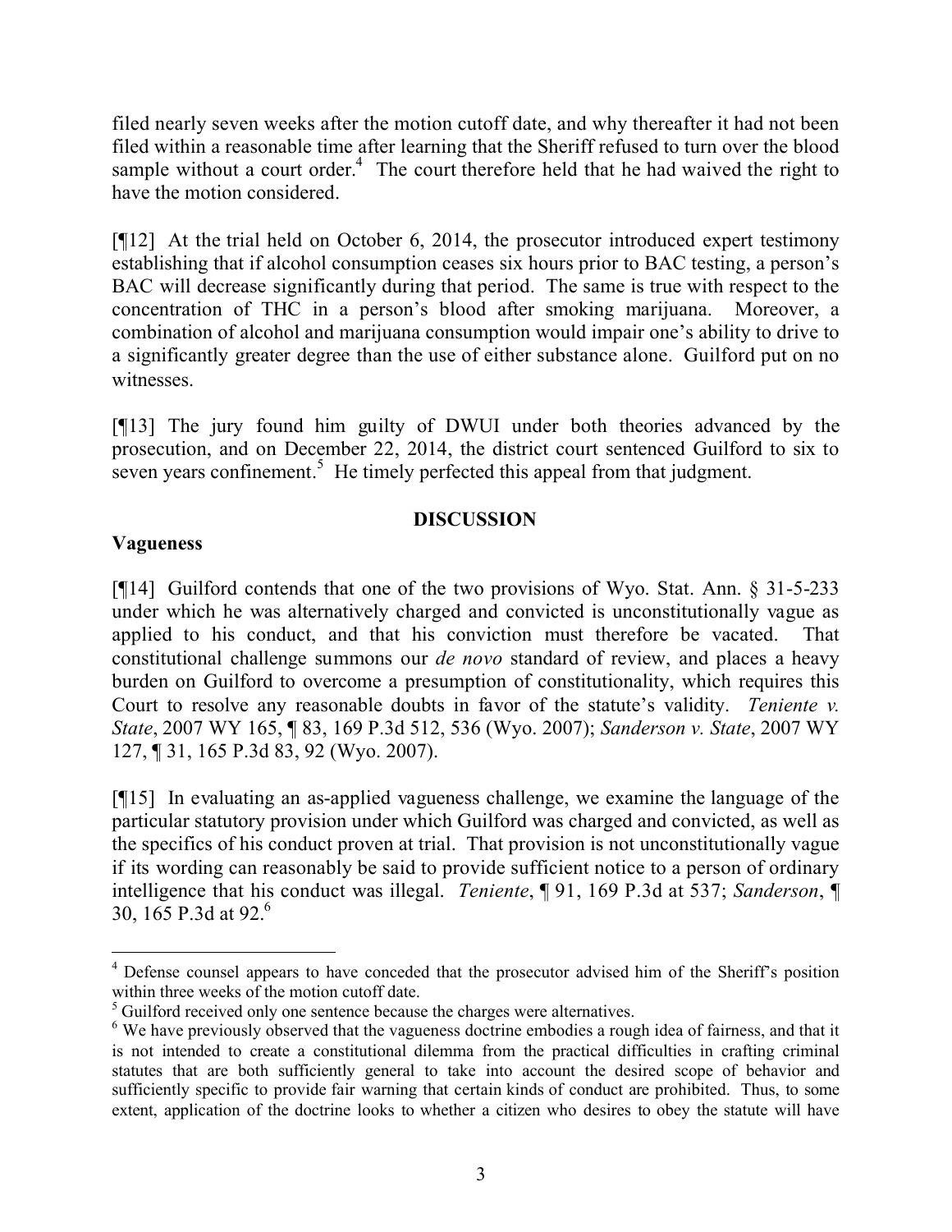filed nearly seven weeks after the motion cutoff date, and why thereafter it had not been filed within a reasonable time after learning that the Sheriff refused to turn over the blood sample without a court order.[4] The court therefore held that he had waived the right to have the motion considered.

[¶12] At the trial held on October 6, 2014, the prosecutor introduced expert testimony establishing that if alcohol consumption ceases six hours prior to BAC testing, a person's BAC will decrease significantly during that period. The same is true with respect to the concentration of THC in a person's blood after smoking marijuana. Moreover, a combination of alcohol and marijuana consumption would impair one's ability to drive to a significantly greater degree than the use of either substance alone. Guilford put on no witnesses.

[¶13] The jury found him guilty of DWUI under both theories advanced by the prosecution, and on December 22, 2014, the district court sentenced Guilford to six to seven years confinement.[5] He timely perfected this appeal from that judgment.

## DISCUSSION

### Vagueness

[¶14] Guilford contends that one of the two provisions of Wyo. Stat. Ann. § 31-5-233 under which he was alternatively charged and convicted is unconstitutionally vague as applied to his conduct, and that his conviction must therefore be vacated. That constitutional challenge summons our *de novo* standard of review, and places a heavy burden on Guilford to overcome a presumption of constitutionality, which requires this Court to resolve any reasonable doubts in favor of the statute's validity. *Teniente v. State*, 2007 WY 165, ¶ 83, 169 P.3d 512, 536 (Wyo. 2007); *Sanderson v. State*, 2007 WY 127, ¶ 31, 165 P.3d 83, 92 (Wyo. 2007).

[¶15] In evaluating an as-applied vagueness challenge, we examine the language of the particular statutory provision under which Guilford was charged and convicted, as well as the specifics of his conduct proven at trial. That provision is not unconstitutionally vague if its wording can reasonably be said to provide sufficient notice to a person of ordinary intelligence that his conduct was illegal. *Teniente*, ¶ 91, 169 P.3d at 537; *Sanderson*, ¶ 30, 165 P.3d at 92.[6]

---

[4] Defense counsel appears to have conceded that the prosecutor advised him of the Sheriff's position within three weeks of the motion cutoff date.

[5] Guilford received only one sentence because the charges were alternatives.

[6] We have previously observed that the vagueness doctrine embodies a rough idea of fairness, and that it is not intended to create a constitutional dilemma from the practical difficulties in crafting criminal statutes that are both sufficiently general to take into account the desired scope of behavior and sufficiently specific to provide fair warning that certain kinds of conduct are prohibited. Thus, to some extent, application of the doctrine looks to whether a citizen who desires to obey the statute will have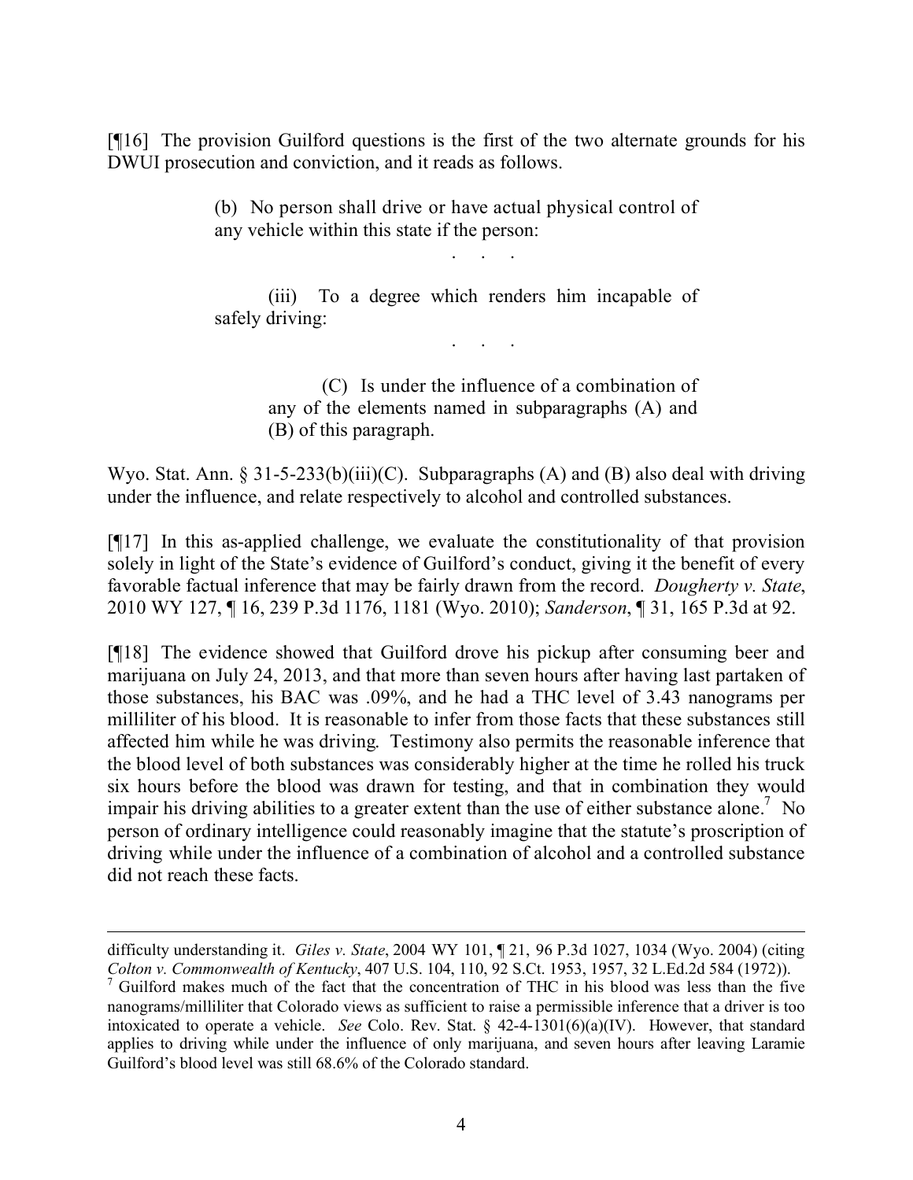[¶16] The provision Guilford questions is the first of the two alternate grounds for his DWUI prosecution and conviction, and it reads as follows.

> (b) No person shall drive or have actual physical control of any vehicle within this state if the person:
>
> . . .
>
> (iii) To a degree which renders him incapable of safely driving:
>
> . . .
>
> (C) Is under the influence of a combination of any of the elements named in subparagraphs (A) and (B) of this paragraph.

Wyo. Stat. Ann. § 31-5-233(b)(iii)(C). Subparagraphs (A) and (B) also deal with driving under the influence, and relate respectively to alcohol and controlled substances.

[¶17] In this as-applied challenge, we evaluate the constitutionality of that provision solely in light of the State's evidence of Guilford's conduct, giving it the benefit of every favorable factual inference that may be fairly drawn from the record. *Dougherty v. State*, 2010 WY 127, ¶ 16, 239 P.3d 1176, 1181 (Wyo. 2010); *Sanderson*, ¶ 31, 165 P.3d at 92.

[¶18] The evidence showed that Guilford drove his pickup after consuming beer and marijuana on July 24, 2013, and that more than seven hours after having last partaken of those substances, his BAC was .09%, and he had a THC level of 3.43 nanograms per milliliter of his blood. It is reasonable to infer from those facts that these substances still affected him while he was driving. Testimony also permits the reasonable inference that the blood level of both substances was considerably higher at the time he rolled his truck six hours before the blood was drawn for testing, and that in combination they would impair his driving abilities to a greater extent than the use of either substance alone.[7] No person of ordinary intelligence could reasonably imagine that the statute's proscription of driving while under the influence of a combination of alcohol and a controlled substance did not reach these facts.

---

difficulty understanding it. *Giles v. State*, 2004 WY 101, ¶ 21, 96 P.3d 1027, 1034 (Wyo. 2004) (citing *Colton v. Commonwealth of Kentucky*, 407 U.S. 104, 110, 92 S.Ct. 1953, 1957, 32 L.Ed.2d 584 (1972)).

[7] Guilford makes much of the fact that the concentration of THC in his blood was less than the five nanograms/milliliter that Colorado views as sufficient to raise a permissible inference that a driver is too intoxicated to operate a vehicle. *See* Colo. Rev. Stat. § 42-4-1301(6)(a)(IV). However, that standard applies to driving while under the influence of only marijuana, and seven hours after leaving Laramie Guilford's blood level was still 68.6% of the Colorado standard.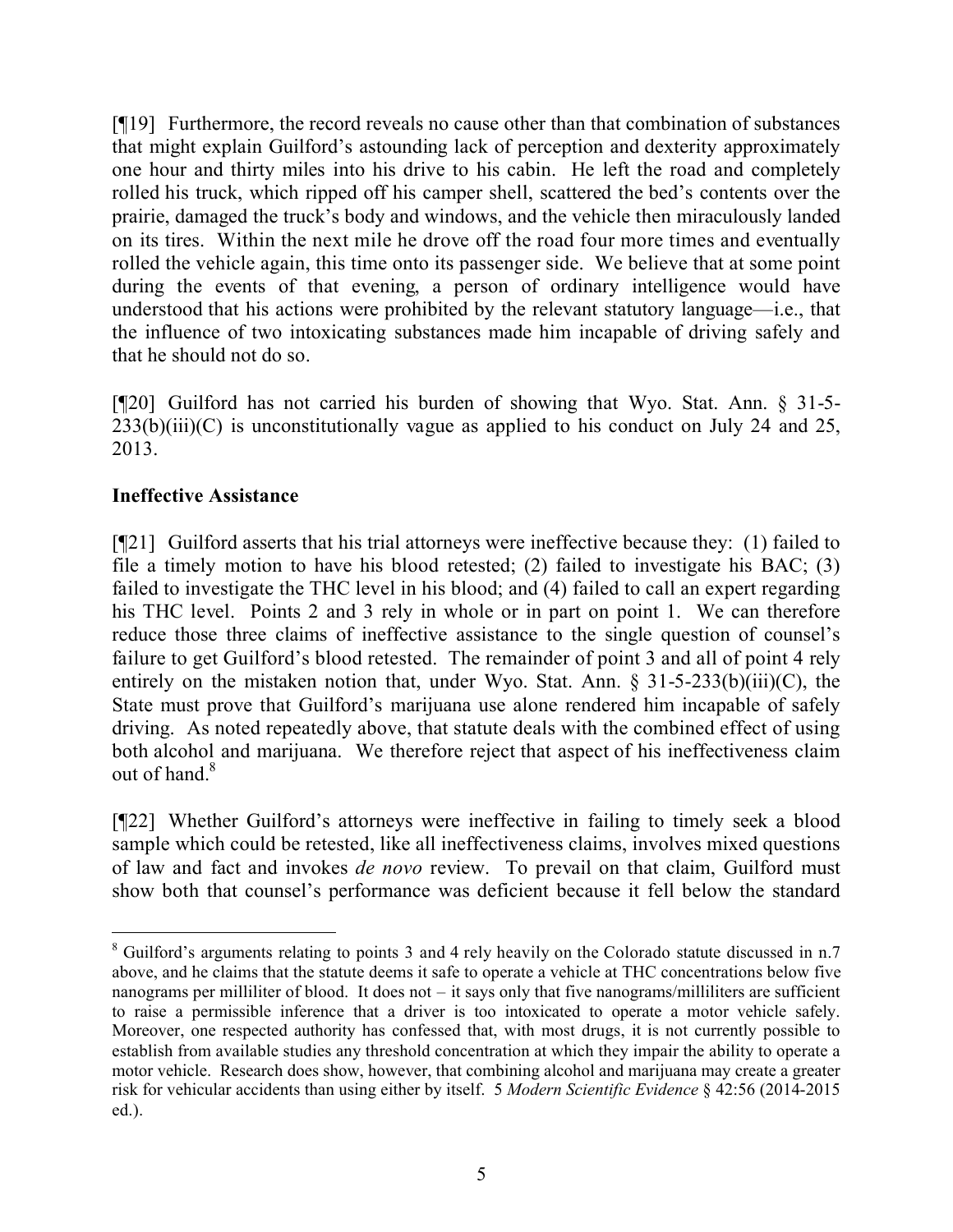[¶19] Furthermore, the record reveals no cause other than that combination of substances that might explain Guilford's astounding lack of perception and dexterity approximately one hour and thirty miles into his drive to his cabin. He left the road and completely rolled his truck, which ripped off his camper shell, scattered the bed's contents over the prairie, damaged the truck's body and windows, and the vehicle then miraculously landed on its tires. Within the next mile he drove off the road four more times and eventually rolled the vehicle again, this time onto its passenger side. We believe that at some point during the events of that evening, a person of ordinary intelligence would have understood that his actions were prohibited by the relevant statutory language—i.e., that the influence of two intoxicating substances made him incapable of driving safely and that he should not do so.

[¶20] Guilford has not carried his burden of showing that Wyo. Stat. Ann. § 31-5-233(b)(iii)(C) is unconstitutionally vague as applied to his conduct on July 24 and 25, 2013.

**Ineffective Assistance**

[¶21] Guilford asserts that his trial attorneys were ineffective because they: (1) failed to file a timely motion to have his blood retested; (2) failed to investigate his BAC; (3) failed to investigate the THC level in his blood; and (4) failed to call an expert regarding his THC level. Points 2 and 3 rely in whole or in part on point 1. We can therefore reduce those three claims of ineffective assistance to the single question of counsel's failure to get Guilford's blood retested. The remainder of point 3 and all of point 4 rely entirely on the mistaken notion that, under Wyo. Stat. Ann. § 31-5-233(b)(iii)(C), the State must prove that Guilford's marijuana use alone rendered him incapable of safely driving. As noted repeatedly above, that statute deals with the combined effect of using both alcohol and marijuana. We therefore reject that aspect of his ineffectiveness claim out of hand.[8]

[¶22] Whether Guilford's attorneys were ineffective in failing to timely seek a blood sample which could be retested, like all ineffectiveness claims, involves mixed questions of law and fact and invokes *de novo* review. To prevail on that claim, Guilford must show both that counsel's performance was deficient because it fell below the standard

[8] Guilford's arguments relating to points 3 and 4 rely heavily on the Colorado statute discussed in n.7 above, and he claims that the statute deems it safe to operate a vehicle at THC concentrations below five nanograms per milliliter of blood. It does not – it says only that five nanograms/milliliters are sufficient to raise a permissible inference that a driver is too intoxicated to operate a motor vehicle safely. Moreover, one respected authority has confessed that, with most drugs, it is not currently possible to establish from available studies any threshold concentration at which they impair the ability to operate a motor vehicle. Research does show, however, that combining alcohol and marijuana may create a greater risk for vehicular accidents than using either by itself. 5 *Modern Scientific Evidence* § 42:56 (2014-2015 ed.).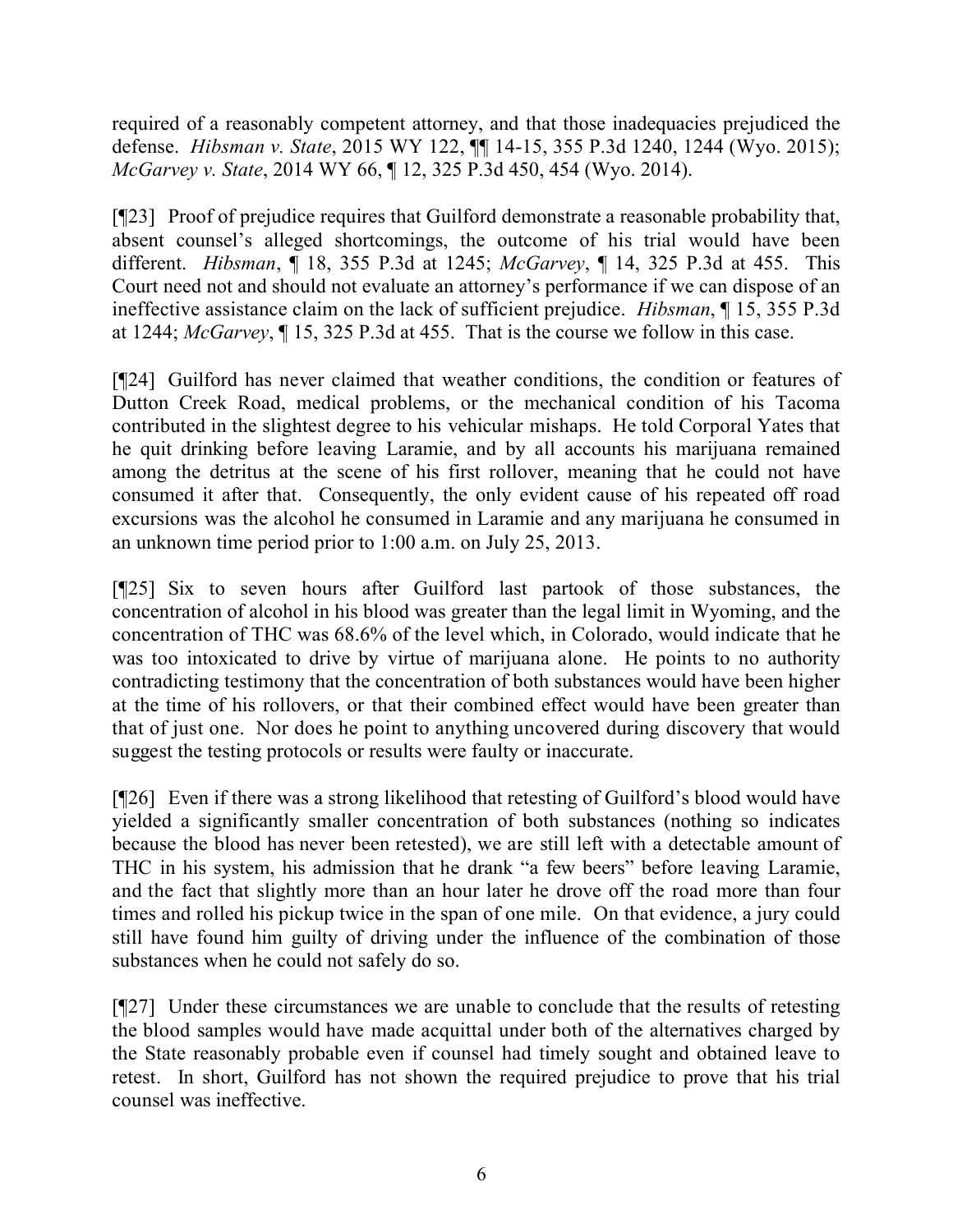required of a reasonably competent attorney, and that those inadequacies prejudiced the defense. *Hibsman v. State*, 2015 WY 122, ¶¶ 14-15, 355 P.3d 1240, 1244 (Wyo. 2015); *McGarvey v. State*, 2014 WY 66, ¶ 12, 325 P.3d 450, 454 (Wyo. 2014).

[¶23] Proof of prejudice requires that Guilford demonstrate a reasonable probability that, absent counsel's alleged shortcomings, the outcome of his trial would have been different. *Hibsman*, ¶ 18, 355 P.3d at 1245; *McGarvey*, ¶ 14, 325 P.3d at 455. This Court need not and should not evaluate an attorney's performance if we can dispose of an ineffective assistance claim on the lack of sufficient prejudice. *Hibsman*, ¶ 15, 355 P.3d at 1244; *McGarvey*, ¶ 15, 325 P.3d at 455. That is the course we follow in this case.

[¶24] Guilford has never claimed that weather conditions, the condition or features of Dutton Creek Road, medical problems, or the mechanical condition of his Tacoma contributed in the slightest degree to his vehicular mishaps. He told Corporal Yates that he quit drinking before leaving Laramie, and by all accounts his marijuana remained among the detritus at the scene of his first rollover, meaning that he could not have consumed it after that. Consequently, the only evident cause of his repeated off road excursions was the alcohol he consumed in Laramie and any marijuana he consumed in an unknown time period prior to 1:00 a.m. on July 25, 2013.

[¶25] Six to seven hours after Guilford last partook of those substances, the concentration of alcohol in his blood was greater than the legal limit in Wyoming, and the concentration of THC was 68.6% of the level which, in Colorado, would indicate that he was too intoxicated to drive by virtue of marijuana alone. He points to no authority contradicting testimony that the concentration of both substances would have been higher at the time of his rollovers, or that their combined effect would have been greater than that of just one. Nor does he point to anything uncovered during discovery that would suggest the testing protocols or results were faulty or inaccurate.

[¶26] Even if there was a strong likelihood that retesting of Guilford's blood would have yielded a significantly smaller concentration of both substances (nothing so indicates because the blood has never been retested), we are still left with a detectable amount of THC in his system, his admission that he drank "a few beers" before leaving Laramie, and the fact that slightly more than an hour later he drove off the road more than four times and rolled his pickup twice in the span of one mile. On that evidence, a jury could still have found him guilty of driving under the influence of the combination of those substances when he could not safely do so.

[¶27] Under these circumstances we are unable to conclude that the results of retesting the blood samples would have made acquittal under both of the alternatives charged by the State reasonably probable even if counsel had timely sought and obtained leave to retest. In short, Guilford has not shown the required prejudice to prove that his trial counsel was ineffective.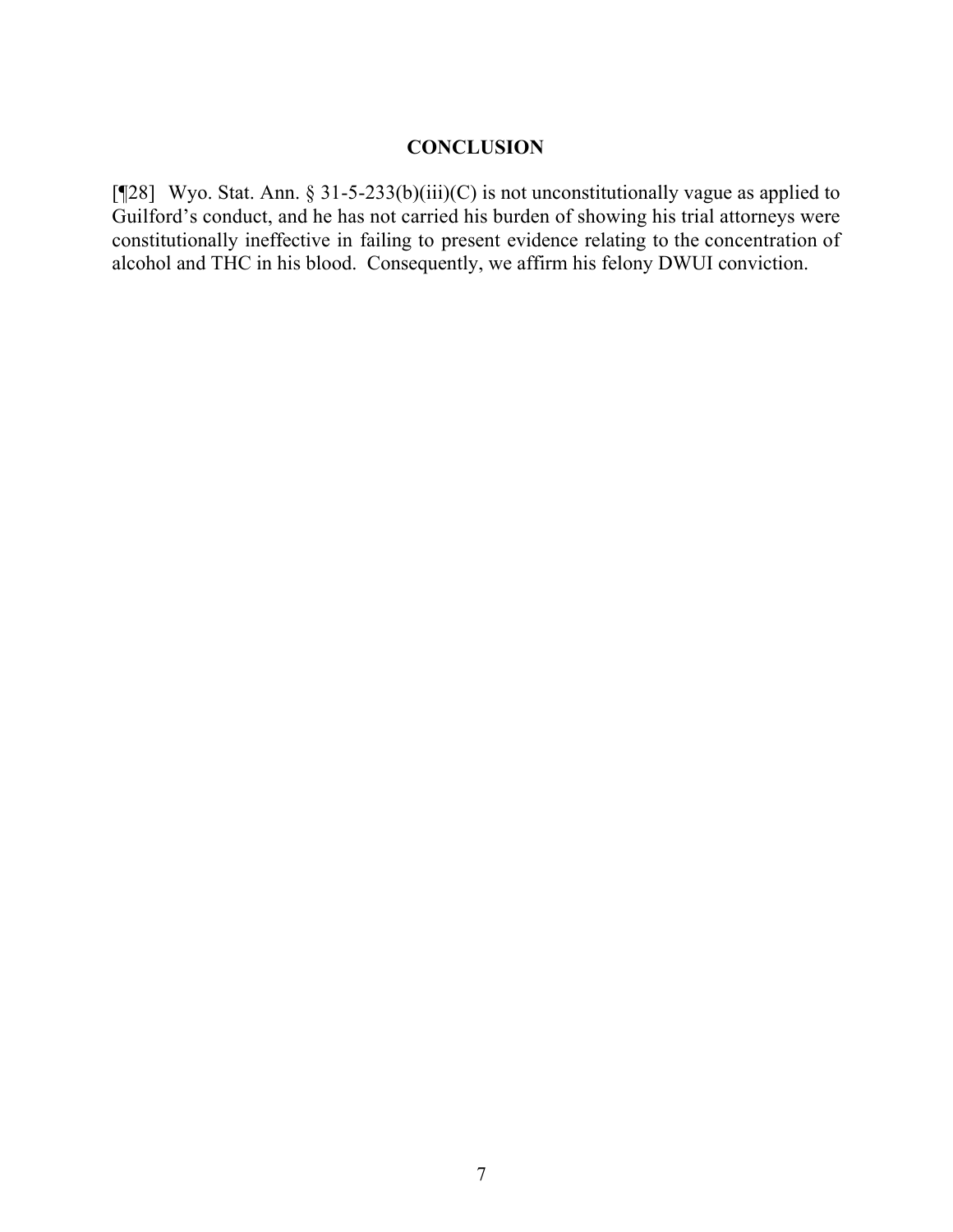## CONCLUSION

[¶28] Wyo. Stat. Ann. § 31-5-233(b)(iii)(C) is not unconstitutionally vague as applied to Guilford's conduct, and he has not carried his burden of showing his trial attorneys were constitutionally ineffective in failing to present evidence relating to the concentration of alcohol and THC in his blood. Consequently, we affirm his felony DWUI conviction.